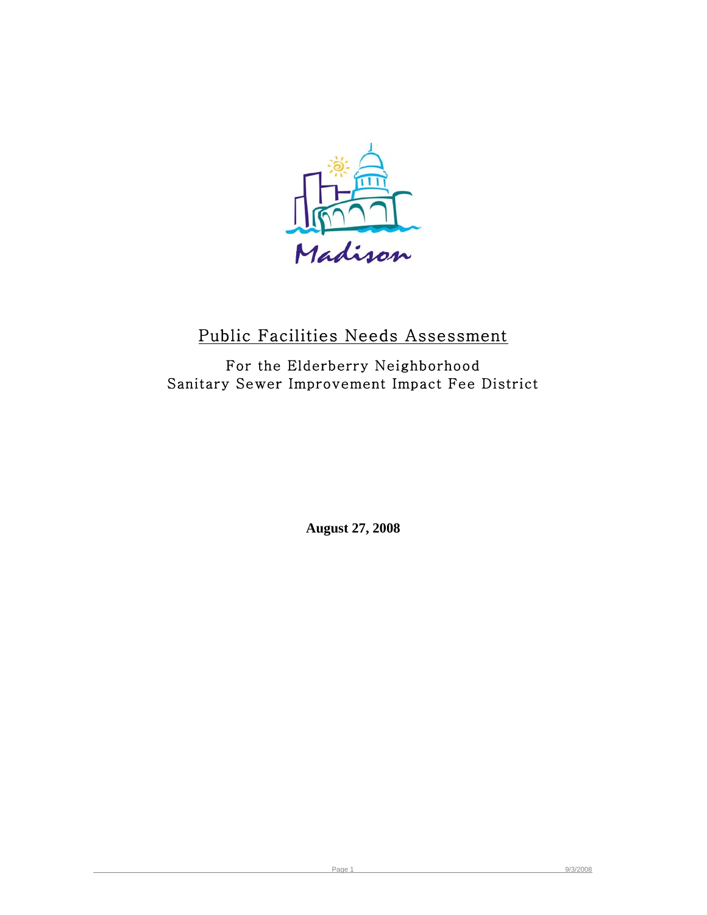Madison

# Public Facilities Needs Assessment

## For the Elderberry Neighborhood Sanitary Sewer Improvement Impact Fee District

**August 27, 2008**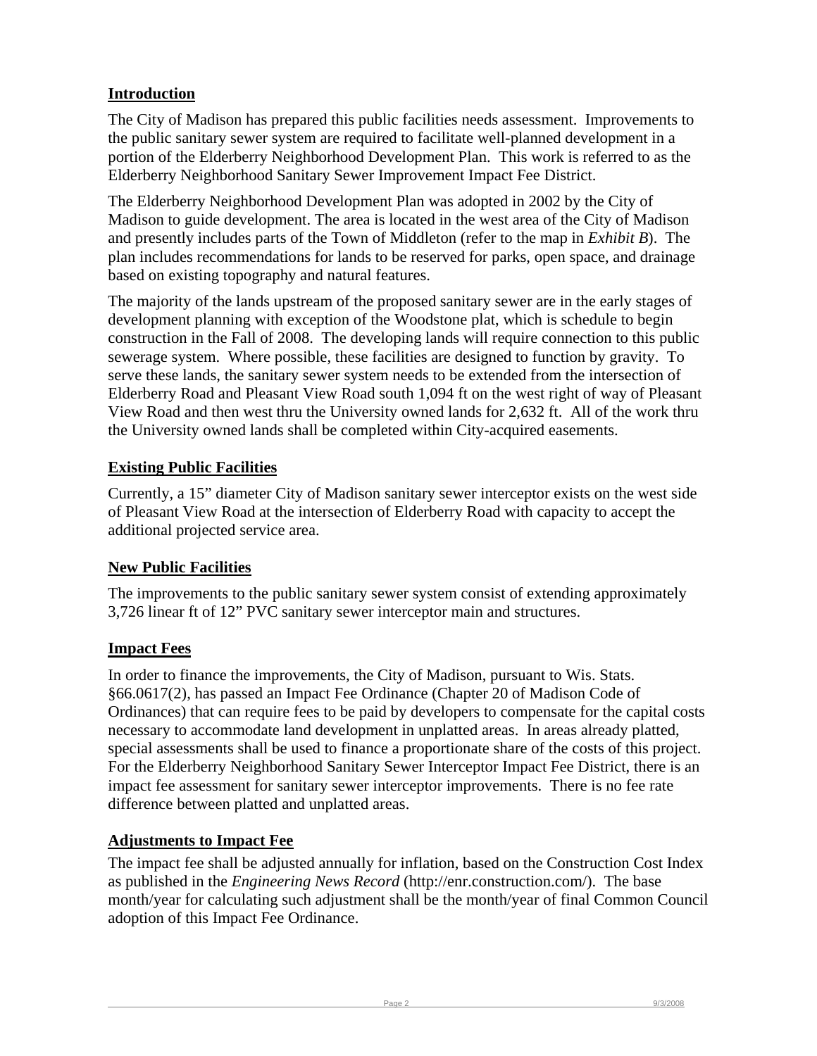## Introduction

The City of Madison has prepared this public facilities needs assessment. Improvements to the public sanitary sewer system are required to facilitate well-planned development in a portion of the Elderberry Neighborhood Development Plan. This work is referred to as the Elderberry Neighborhood Sanitary Sewer Improvement Impact Fee District.

The Elderberry Neighborhood Development Plan was adopted in 2002 by the City of Madison to guide development. The area is located in the west area of the City of Madison and presently includes parts of the Town of Middleton (refer to the map in *Exhibit B*). The plan includes recommendations for lands to be reserved for parks, open space, and drainage based on existing topography and natural features.

The majority of the lands upstream of the proposed sanitary sewer are in the early stages of development planning with exception of the Woodstone plat, which is schedule to begin construction in the Fall of 2008. The developing lands will require connection to this public sewerage system. Where possible, these facilities are designed to function by gravity. To serve these lands, the sanitary sewer system needs to be extended from the intersection of Elderberry Road and Pleasant View Road south 1,094 ft on the west right of way of Pleasant View Road and then west thru the University owned lands for 2,632 ft. All of the work thru the University owned lands shall be completed within City-acquired easements.

## Existing Public Facilities

Currently, a 15" diameter City of Madison sanitary sewer interceptor exists on the west side of Pleasant View Road at the intersection of Elderberry Road with capacity to accept the additional projected service area.

## New Public Facilities

The improvements to the public sanitary sewer system consist of extending approximately 3,726 linear ft of 12" PVC sanitary sewer interceptor main and structures.

## Impact Fees

In order to finance the improvements, the City of Madison, pursuant to Wis. Stats. §66.0617(2), has passed an Impact Fee Ordinance (Chapter 20 of Madison Code of Ordinances) that can require fees to be paid by developers to compensate for the capital costs necessary to accommodate land development in unplatted areas. In areas already platted, special assessments shall be used to finance a proportionate share of the costs of this project. For the Elderberry Neighborhood Sanitary Sewer Interceptor Impact Fee District, there is an impact fee assessment for sanitary sewer interceptor improvements. There is no fee rate difference between platted and unplatted areas.

## Adjustments to Impact Fee

The impact fee shall be adjusted annually for inflation, based on the Construction Cost Index as published in the *Engineering News Record* (http://enr.construction.com/). The base month/year for calculating such adjustment shall be the month/year of final Common Council adoption of this Impact Fee Ordinance.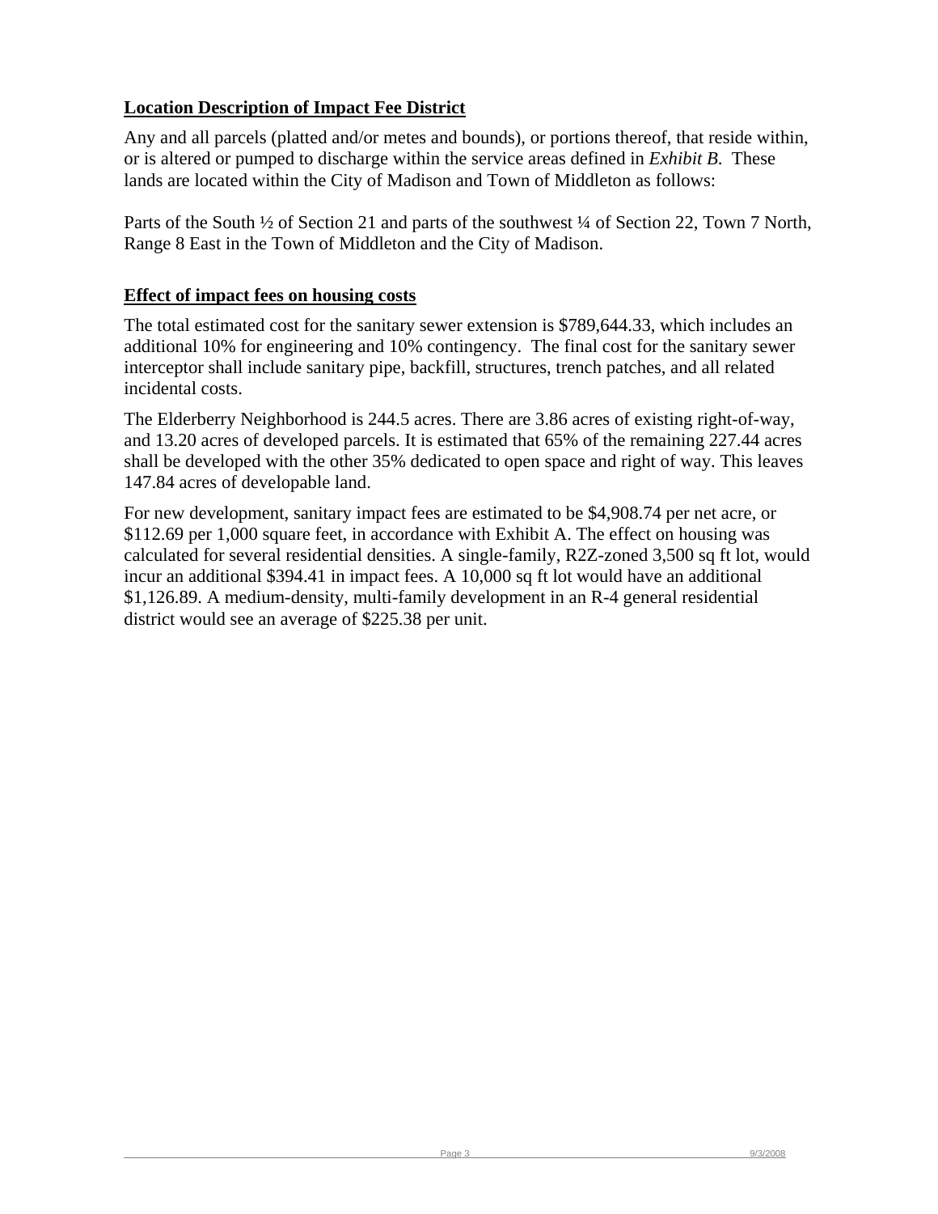**Location Description of Impact Fee District**

Any and all parcels (platted and/or metes and bounds), or portions thereof, that reside within, or is altered or pumped to discharge within the service areas defined in *Exhibit B.* These lands are located within the City of Madison and Town of Middleton as follows:

Parts of the South ½ of Section 21 and parts of the southwest ¼ of Section 22, Town 7 North, Range 8 East in the Town of Middleton and the City of Madison.

**Effect of impact fees on housing costs**

The total estimated cost for the sanitary sewer extension is $789,644.33, which includes an additional 10% for engineering and 10% contingency. The final cost for the sanitary sewer interceptor shall include sanitary pipe, backfill, structures, trench patches, and all related incidental costs.

The Elderberry Neighborhood is 244.5 acres. There are 3.86 acres of existing right-of-way, and 13.20 acres of developed parcels. It is estimated that 65% of the remaining 227.44 acres shall be developed with the other 35% dedicated to open space and right of way. This leaves 147.84 acres of developable land.

For new development, sanitary impact fees are estimated to be $4,908.74 per net acre, or $112.69 per 1,000 square feet, in accordance with Exhibit A. The effect on housing was calculated for several residential densities. A single-family, R2Z-zoned 3,500 sq ft lot, would incur an additional $394.41 in impact fees. A 10,000 sq ft lot would have an additional $1,126.89. A medium-density, multi-family development in an R-4 general residential district would see an average of $225.38 per unit.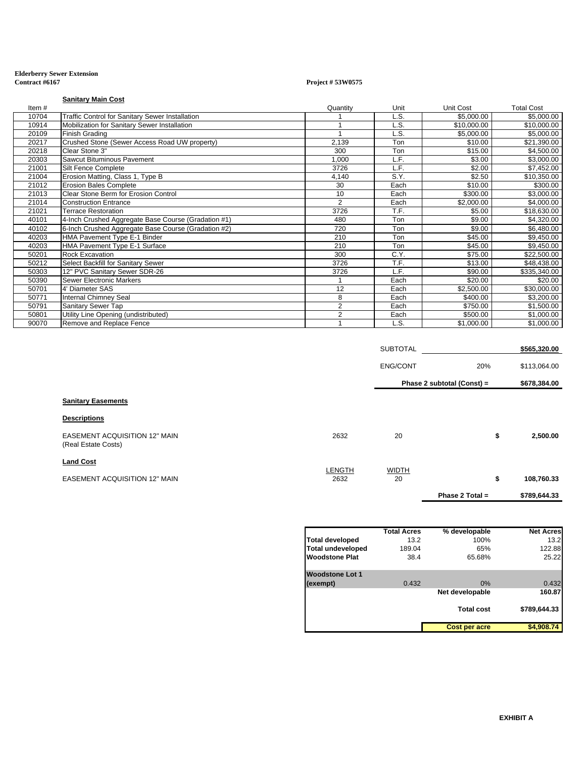**Elderberry Sewer Extension**
**Contract #6167**

**Project # 53W0575**

**Sanitary Main Cost**

| Item # | | Quantity | Unit | Unit Cost | Total Cost |
|---|---|---|---|---|---|
| 10704 | Traffic Control for Sanitary Sewer Installation | 1 | L.S. | $5,000.00 | $5,000.00 |
| 10914 | Mobilization for Sanitary Sewer Installation | 1 | L.S. | $10,000.00 | $10,000.00 |
| 20109 | Finish Grading | 1 | L.S. | $5,000.00 | $5,000.00 |
| 20217 | Crushed Stone (Sewer Access Road UW property) | 2,139 | Ton | $10.00 | $21,390.00 |
| 20218 | Clear Stone 3" | 300 | Ton | $15.00 | $4,500.00 |
| 20303 | Sawcut Bituminous Pavement | 1,000 | L.F. | $3.00 | $3,000.00 |
| 21001 | Silt Fence Complete | 3726 | L.F. | $2.00 | $7,452.00 |
| 21004 | Erosion Matting, Class 1, Type B | 4,140 | S.Y. | $2.50 | $10,350.00 |
| 21012 | Erosion Bales Complete | 30 | Each | $10.00 | $300.00 |
| 21013 | Clear Stone Berm for Erosion Control | 10 | Each | $300.00 | $3,000.00 |
| 21014 | Construction Entrance | 2 | Each | $2,000.00 | $4,000.00 |
| 21021 | Terrace Restoration | 3726 | T.F. | $5.00 | $18,630.00 |
| 40101 | 4-Inch Crushed Aggregate Base Course (Gradation #1) | 480 | Ton | $9.00 | $4,320.00 |
| 40102 | 6-Inch Crushed Aggregate Base Course (Gradation #2) | 720 | Ton | $9.00 | $6,480.00 |
| 40203 | HMA Pavement Type E-1 Binder | 210 | Ton | $45.00 | $9,450.00 |
| 40203 | HMA Pavement Type E-1 Surface | 210 | Ton | $45.00 | $9,450.00 |
| 50201 | Rock Excavation | 300 | C.Y. | $75.00 | $22,500.00 |
| 50212 | Select Backfill for Sanitary Sewer | 3726 | T.F. | $13.00 | $48,438.00 |
| 50303 | 12" PVC Sanitary Sewer SDR-26 | 3726 | L.F. | $90.00 | $335,340.00 |
| 50390 | Sewer Electronic Markers | 1 | Each | $20.00 | $20.00 |
| 50701 | 4' Diameter SAS | 12 | Each | $2,500.00 | $30,000.00 |
| 50771 | Internal Chimney Seal | 8 | Each | $400.00 | $3,200.00 |
| 50791 | Sanitary Sewer Tap | 2 | Each | $750.00 | $1,500.00 |
| 50801 | Utility Line Opening (undistributed) | 2 | Each | $500.00 | $1,000.00 |
| 90070 | Remove and Replace Fence | 1 | L.S. | $1,000.00 | $1,000.00 |

| | | |
|---|---|---|
| SUBTOTAL | | **$565,320.00** |
| ENG/CONT | 20% | $113,064.00 |
| **Phase 2 subtotal (Const) =** | | **$678,384.00** |

**Sanitary Easements**

**Descriptions**

| | | | |
|---|---|---|---|
| EASEMENT ACQUISITION 12" MAIN (Real Estate Costs) | 2632 | 20 | **$ 2,500.00** |

**Land Cost**

| | LENGTH | WIDTH | |
|---|---|---|---|
| EASEMENT ACQUISITION 12" MAIN | 2632 | 20 | **$ 108,760.33** |

**Phase 2 Total = $789,644.33**

| | Total Acres | % developable | Net Acres |
|---|---|---|---|
| **Total developed** | 13.2 | 100% | 13.2 |
| **Total undeveloped** | 189.04 | 65% | 122.88 |
| **Woodstone Plat** | 38.4 | 65.68% | 25.22 |
| **Woodstone Lot 1 (exempt)** | 0.432 | 0% | 0.432 |
| | | **Net developable** | **160.87** |
| | | **Total cost** | **$789,644.33** |
| | | **Cost per acre** | **$4,908.74** |

**EXHIBIT A**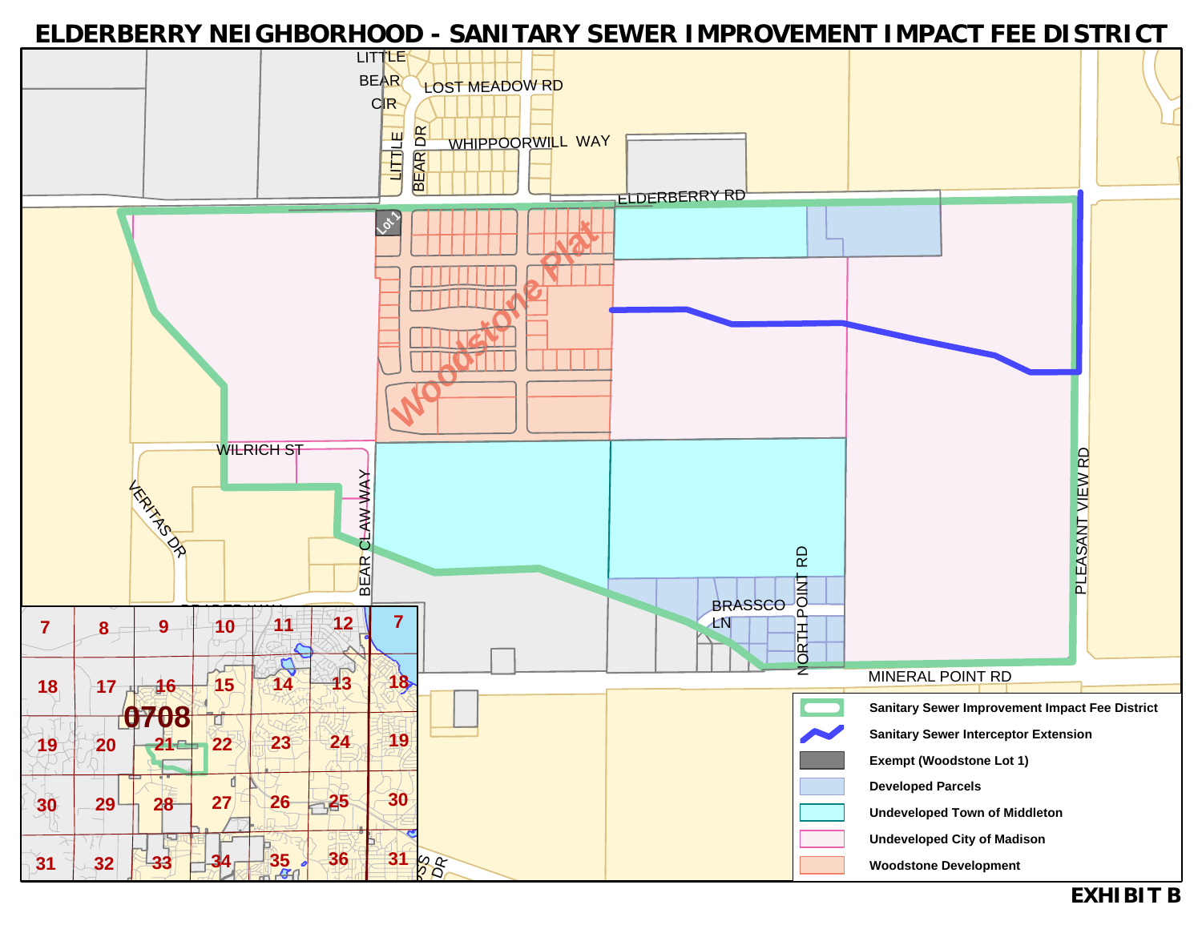# ELDERBERRY NEIGHBORHOOD - SANITARY SEWER IMPROVEMENT IMPACT FEE DISTRICT

LITTLE BEAR CIR

LOST MEADOW RD

LITTLE BEAR DR

WHIPPOORWILL WAY

ELDERBERRY RD

Lot 1

Woodstone Plat

WILRICH ST

VERITAS DR

BEAR CLAW WAY

BRASSCO LN

NORTH POINT RD

PLEASANT VIEW RD

MINERAL POINT RD

7 8 9 10 11 12 7

18 17 16 15 14 13 18

0708

19 20 21 22 23 24 19

30 29 28 27 26 25 30

31 32 33 34 35 36 31

Sanitary Sewer Improvement Impact Fee District

Sanitary Sewer Interceptor Extension

Exempt (Woodstone Lot 1)

Developed Parcels

Undeveloped Town of Middleton

Undeveloped City of Madison

Woodstone Development

**EXHIBIT B**